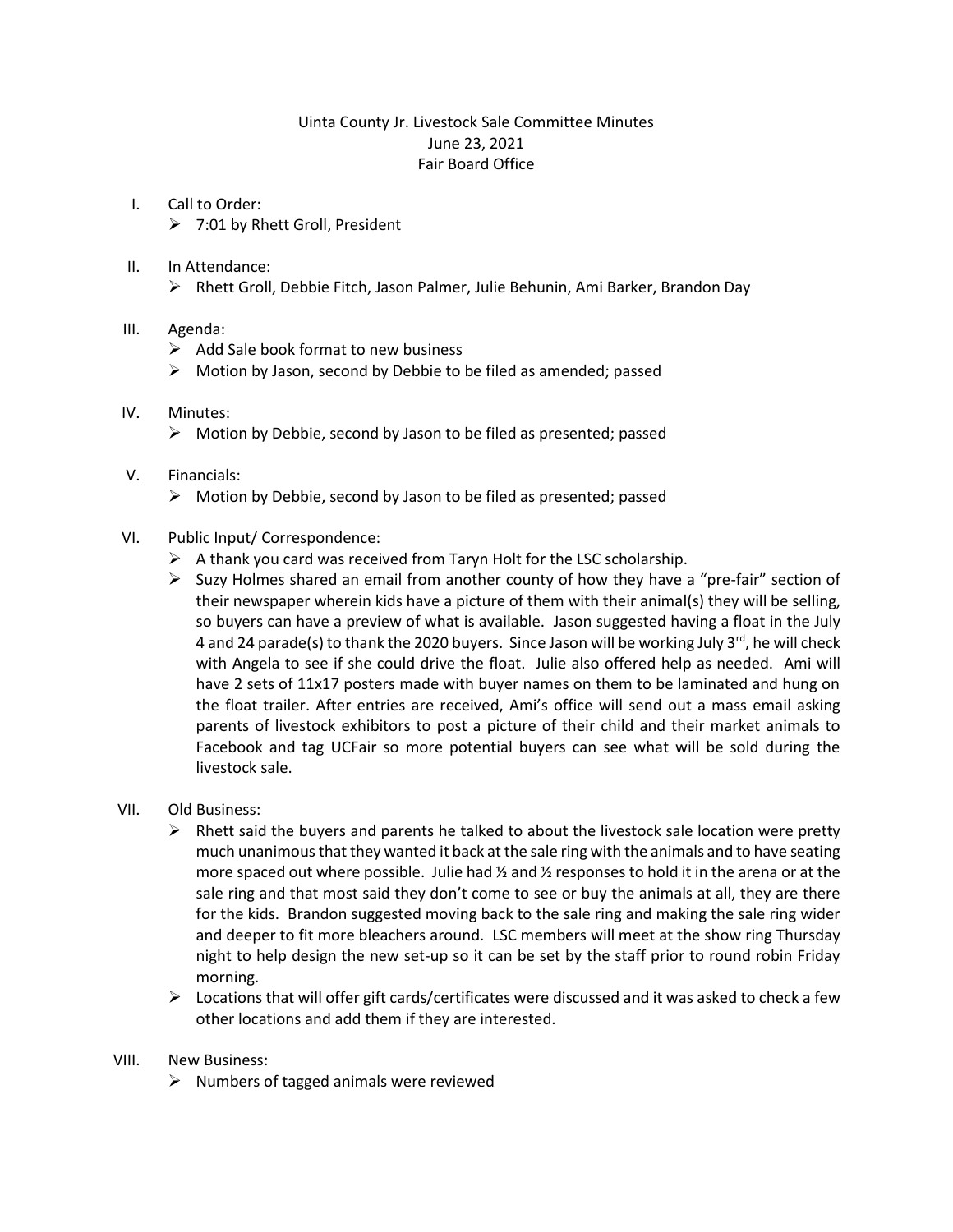# Uinta County Jr. Livestock Sale Committee Minutes
## June 23, 2021
## Fair Board Office

I. Call to Order:
   - 7:01 by Rhett Groll, President

II. In Attendance:
   - Rhett Groll, Debbie Fitch, Jason Palmer, Julie Behunin, Ami Barker, Brandon Day

III. Agenda:
   - Add Sale book format to new business
   - Motion by Jason, second by Debbie to be filed as amended; passed

IV. Minutes:
   - Motion by Debbie, second by Jason to be filed as presented; passed

V. Financials:
   - Motion by Debbie, second by Jason to be filed as presented; passed

VI. Public Input/ Correspondence:
   - A thank you card was received from Taryn Holt for the LSC scholarship.
   - Suzy Holmes shared an email from another county of how they have a "pre-fair" section of their newspaper wherein kids have a picture of them with their animal(s) they will be selling, so buyers can have a preview of what is available. Jason suggested having a float in the July 4 and 24 parade(s) to thank the 2020 buyers. Since Jason will be working July 3rd, he will check with Angela to see if she could drive the float. Julie also offered help as needed. Ami will have 2 sets of 11x17 posters made with buyer names on them to be laminated and hung on the float trailer. After entries are received, Ami's office will send out a mass email asking parents of livestock exhibitors to post a picture of their child and their market animals to Facebook and tag UCFair so more potential buyers can see what will be sold during the livestock sale.

VII. Old Business:
   - Rhett said the buyers and parents he talked to about the livestock sale location were pretty much unanimous that they wanted it back at the sale ring with the animals and to have seating more spaced out where possible. Julie had ½ and ½ responses to hold it in the arena or at the sale ring and that most said they don't come to see or buy the animals at all, they are there for the kids. Brandon suggested moving back to the sale ring and making the sale ring wider and deeper to fit more bleachers around. LSC members will meet at the show ring Thursday night to help design the new set-up so it can be set by the staff prior to round robin Friday morning.
   - Locations that will offer gift cards/certificates were discussed and it was asked to check a few other locations and add them if they are interested.

VIII. New Business:
   - Numbers of tagged animals were reviewed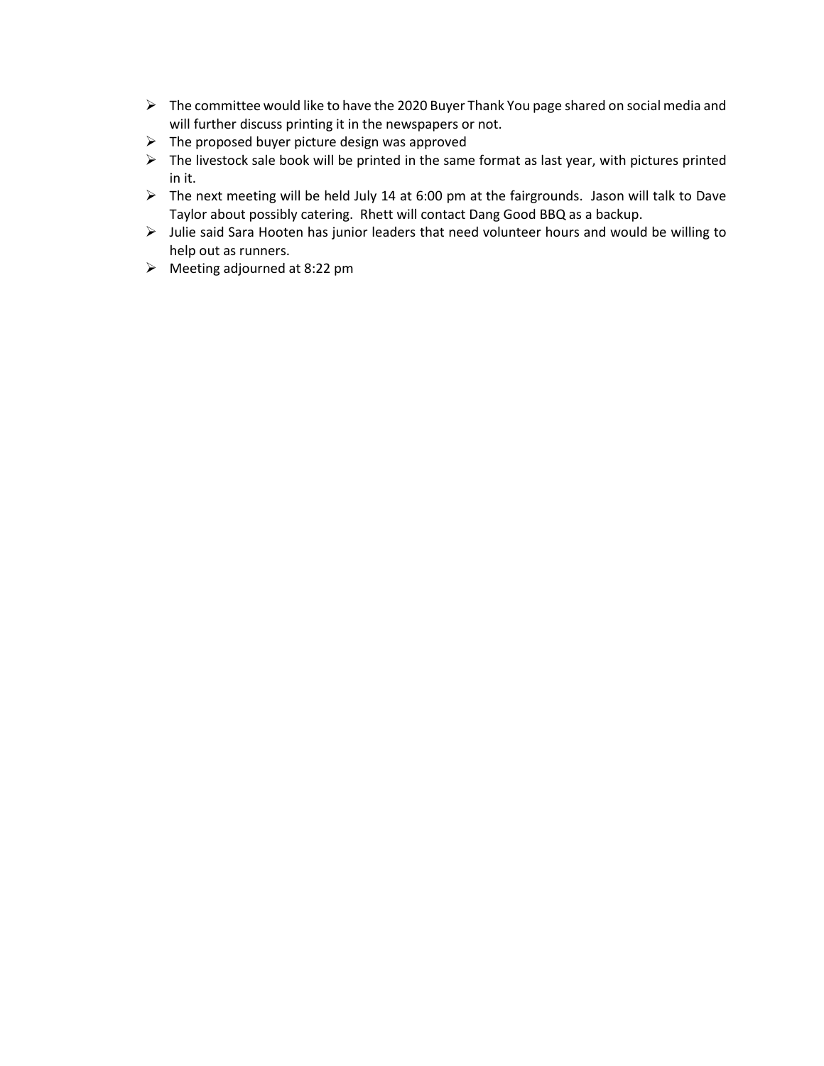- The committee would like to have the 2020 Buyer Thank You page shared on social media and will further discuss printing it in the newspapers or not.
- The proposed buyer picture design was approved
- The livestock sale book will be printed in the same format as last year, with pictures printed in it.
- The next meeting will be held July 14 at 6:00 pm at the fairgrounds. Jason will talk to Dave Taylor about possibly catering. Rhett will contact Dang Good BBQ as a backup.
- Julie said Sara Hooten has junior leaders that need volunteer hours and would be willing to help out as runners.
- Meeting adjourned at 8:22 pm